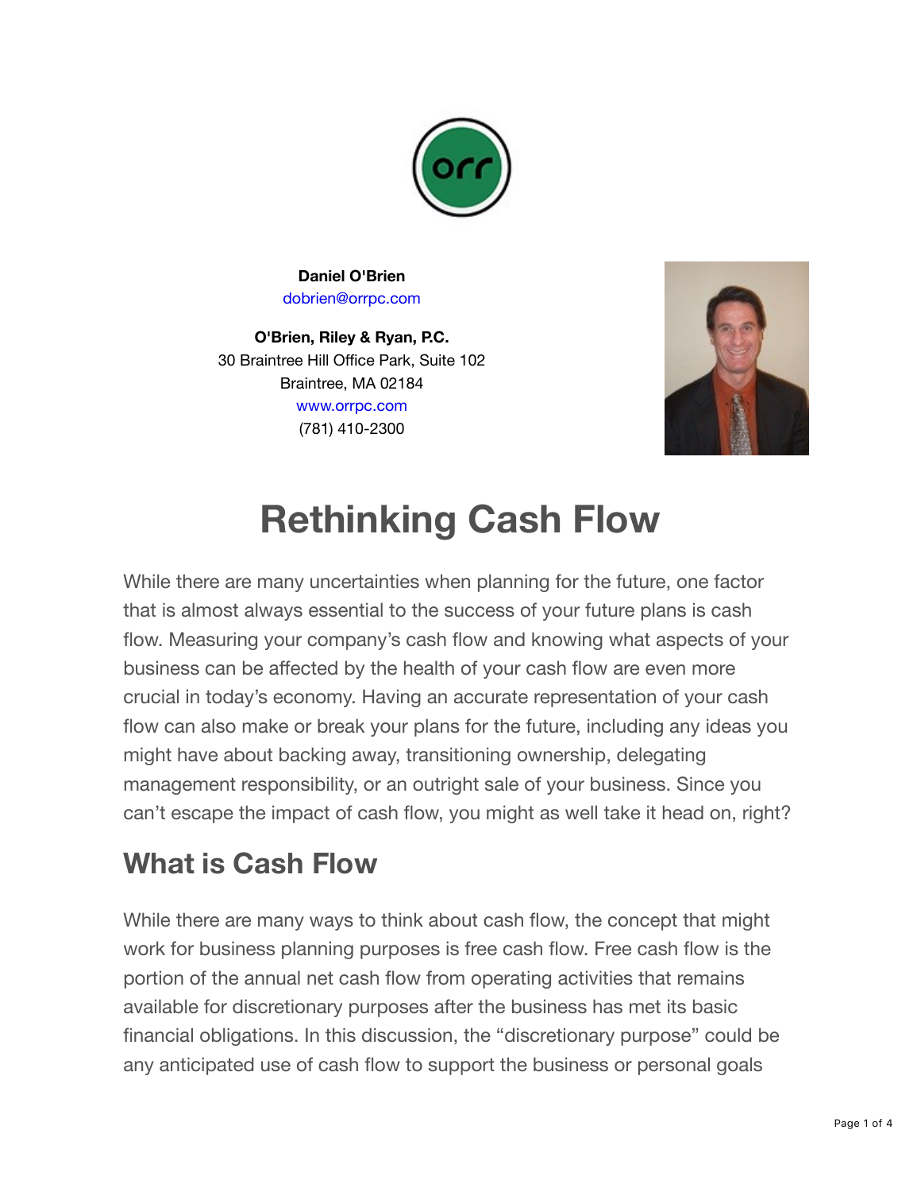**Daniel O'Brien**
dobrien@orrpc.com

**O'Brien, Riley & Ryan, P.C.**
30 Braintree Hill Office Park, Suite 102
Braintree, MA 02184
www.orrpc.com
(781) 410-2300

# Rethinking Cash Flow

While there are many uncertainties when planning for the future, one factor that is almost always essential to the success of your future plans is cash flow. Measuring your company's cash flow and knowing what aspects of your business can be affected by the health of your cash flow are even more crucial in today's economy. Having an accurate representation of your cash flow can also make or break your plans for the future, including any ideas you might have about backing away, transitioning ownership, delegating management responsibility, or an outright sale of your business. Since you can't escape the impact of cash flow, you might as well take it head on, right?

## What is Cash Flow

While there are many ways to think about cash flow, the concept that might work for business planning purposes is free cash flow. Free cash flow is the portion of the annual net cash flow from operating activities that remains available for discretionary purposes after the business has met its basic financial obligations. In this discussion, the "discretionary purpose" could be any anticipated use of cash flow to support the business or personal goals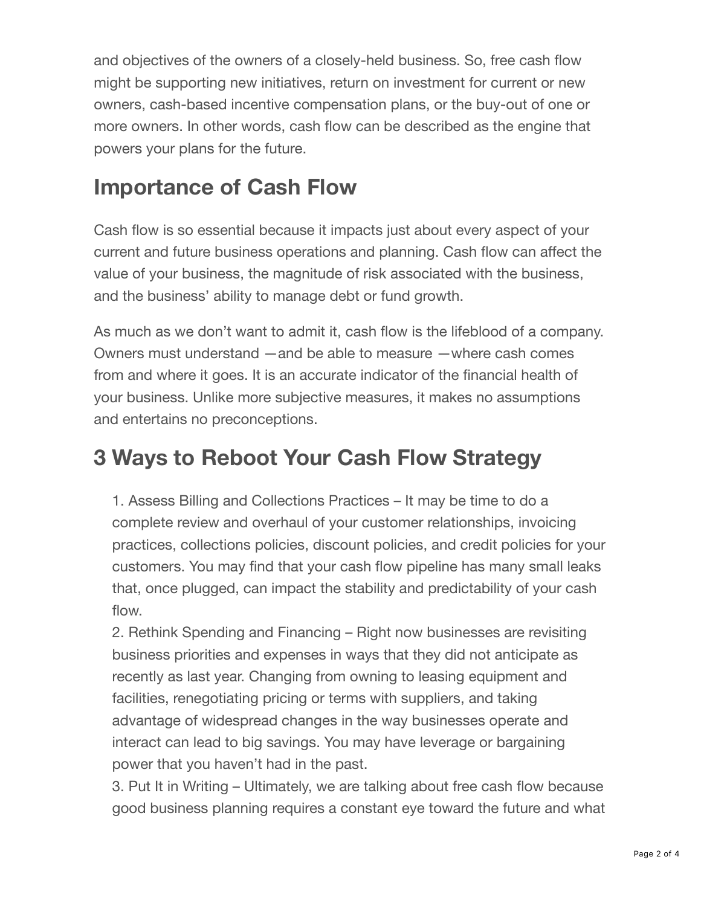and objectives of the owners of a closely-held business. So, free cash flow might be supporting new initiatives, return on investment for current or new owners, cash-based incentive compensation plans, or the buy-out of one or more owners. In other words, cash flow can be described as the engine that powers your plans for the future.

## Importance of Cash Flow

Cash flow is so essential because it impacts just about every aspect of your current and future business operations and planning. Cash flow can affect the value of your business, the magnitude of risk associated with the business, and the business' ability to manage debt or fund growth.

As much as we don't want to admit it, cash flow is the lifeblood of a company. Owners must understand —and be able to measure —where cash comes from and where it goes. It is an accurate indicator of the financial health of your business. Unlike more subjective measures, it makes no assumptions and entertains no preconceptions.

## 3 Ways to Reboot Your Cash Flow Strategy

1. Assess Billing and Collections Practices – It may be time to do a complete review and overhaul of your customer relationships, invoicing practices, collections policies, discount policies, and credit policies for your customers. You may find that your cash flow pipeline has many small leaks that, once plugged, can impact the stability and predictability of your cash flow.
2. Rethink Spending and Financing – Right now businesses are revisiting business priorities and expenses in ways that they did not anticipate as recently as last year. Changing from owning to leasing equipment and facilities, renegotiating pricing or terms with suppliers, and taking advantage of widespread changes in the way businesses operate and interact can lead to big savings. You may have leverage or bargaining power that you haven't had in the past.
3. Put It in Writing – Ultimately, we are talking about free cash flow because good business planning requires a constant eye toward the future and what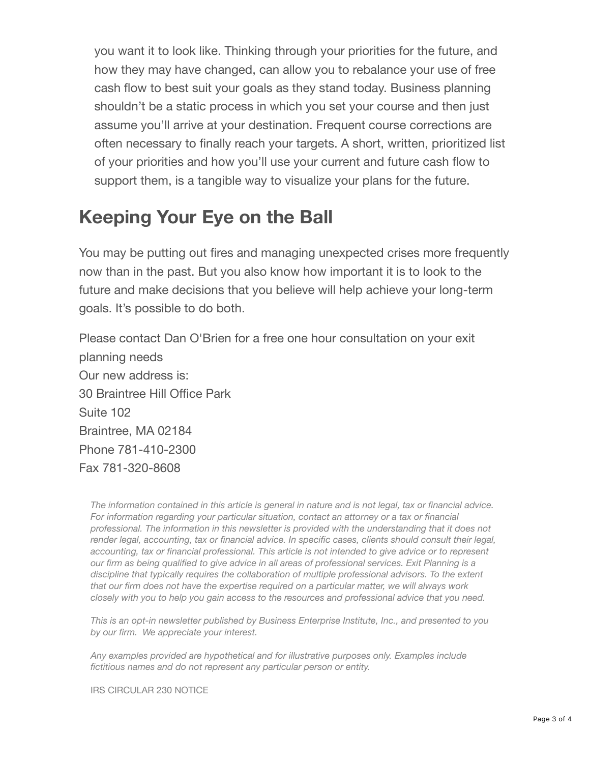you want it to look like. Thinking through your priorities for the future, and how they may have changed, can allow you to rebalance your use of free cash flow to best suit your goals as they stand today. Business planning shouldn't be a static process in which you set your course and then just assume you'll arrive at your destination. Frequent course corrections are often necessary to finally reach your targets. A short, written, prioritized list of your priorities and how you'll use your current and future cash flow to support them, is a tangible way to visualize your plans for the future.

## Keeping Your Eye on the Ball

You may be putting out fires and managing unexpected crises more frequently now than in the past. But you also know how important it is to look to the future and make decisions that you believe will help achieve your long-term goals. It's possible to do both.

Please contact Dan O'Brien for a free one hour consultation on your exit planning needs
Our new address is:
30 Braintree Hill Office Park
Suite 102
Braintree, MA 02184
Phone 781-410-2300
Fax 781-320-8608

*The information contained in this article is general in nature and is not legal, tax or financial advice. For information regarding your particular situation, contact an attorney or a tax or financial professional. The information in this newsletter is provided with the understanding that it does not render legal, accounting, tax or financial advice. In specific cases, clients should consult their legal, accounting, tax or financial professional. This article is not intended to give advice or to represent our firm as being qualified to give advice in all areas of professional services. Exit Planning is a discipline that typically requires the collaboration of multiple professional advisors. To the extent that our firm does not have the expertise required on a particular matter, we will always work closely with you to help you gain access to the resources and professional advice that you need.*

*This is an opt-in newsletter published by Business Enterprise Institute, Inc., and presented to you by our firm. We appreciate your interest.*

*Any examples provided are hypothetical and for illustrative purposes only. Examples include fictitious names and do not represent any particular person or entity.*

IRS CIRCULAR 230 NOTICE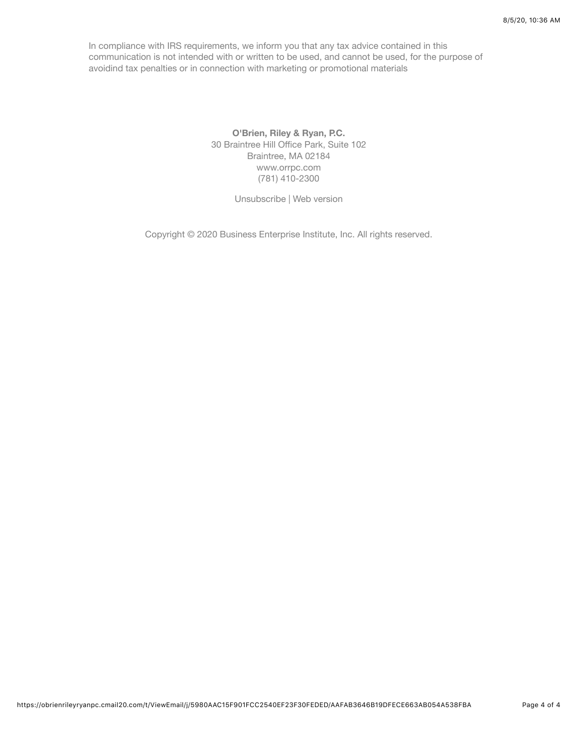In compliance with IRS requirements, we inform you that any tax advice contained in this communication is not intended with or written to be used, and cannot be used, for the purpose of avoidind tax penalties or in connection with marketing or promotional materials

**O'Brien, Riley & Ryan, P.C.**
30 Braintree Hill Office Park, Suite 102
Braintree, MA 02184
www.orrpc.com
(781) 410-2300

Unsubscribe | Web version

Copyright © 2020 Business Enterprise Institute, Inc. All rights reserved.